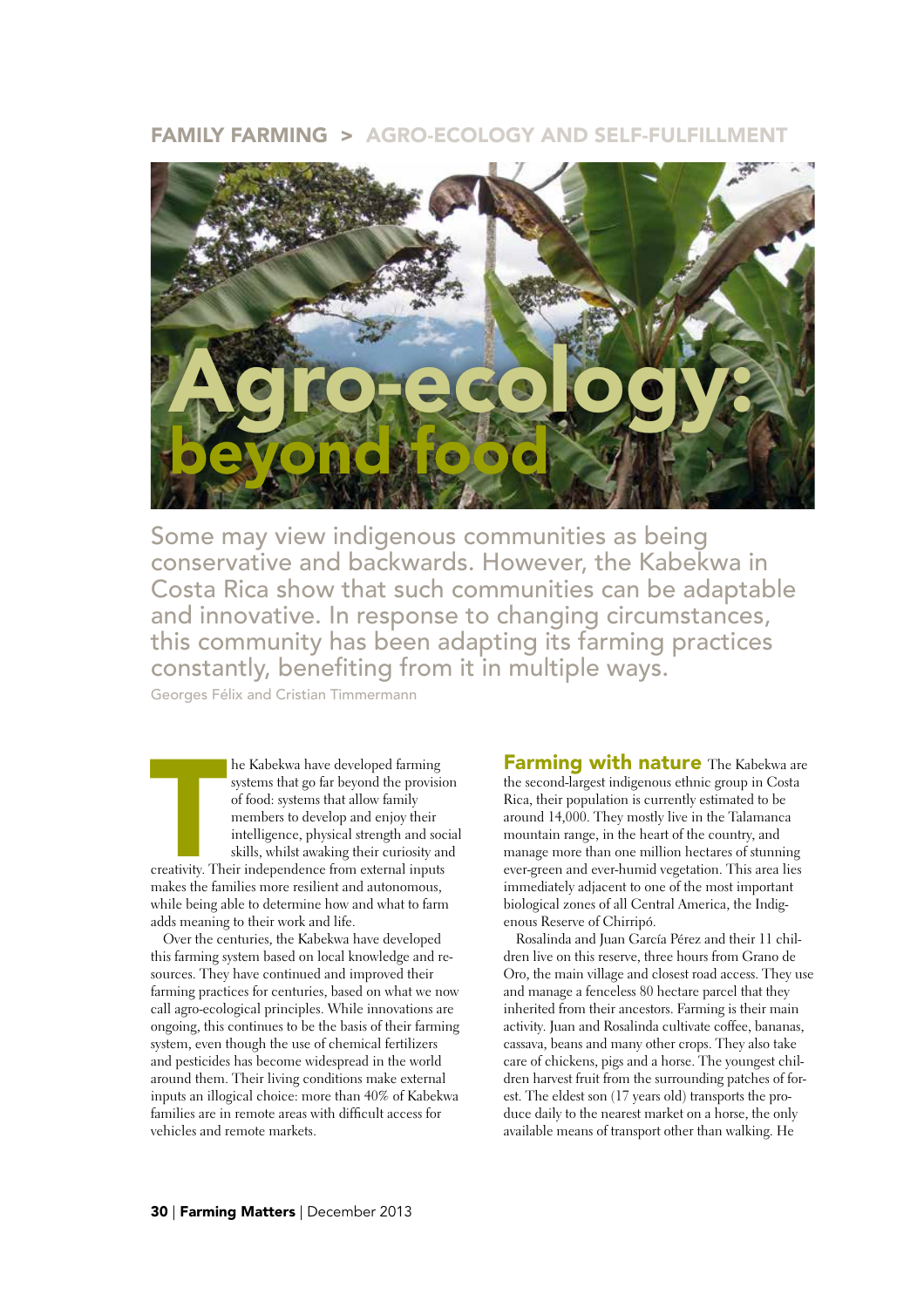FAMILY FARMING > AGRO-ECOLOGY AND SELF-FULFILLMENT

# Agro-ecology: beyond food

Some may view indigenous communities as being conservative and backwards. However, the Kabekwa in Costa Rica show that such communities can be adaptable and innovative. In response to changing circumstances, this community has been adapting its farming practices constantly, benefiting from it in multiple ways.

Georges Félix and Cristian Timmermann

The Kabekwa have developed farming systems that go far beyond the provision of food: systems that allow family members to develop and enjoy their intelligence, physical strength and social skills, whilst awaking their curiosity and creativity. Their independence from external inputs makes the families more resilient and autonomous, while being able to determine how and what to farm adds meaning to their work and life.

Over the centuries, the Kabekwa have developed this farming system based on local knowledge and resources. They have continued and improved their farming practices for centuries, based on what we now call agro-ecological principles. While innovations are ongoing, this continues to be the basis of their farming system, even though the use of chemical fertilizers and pesticides has become widespread in the world around them. Their living conditions make external inputs an illogical choice: more than 40% of Kabekwa families are in remote areas with difficult access for vehicles and remote markets.

**Farming with nature** The Kabekwa are the second-largest indigenous ethnic group in Costa Rica, their population is currently estimated to be around 14,000. They mostly live in the Talamanca mountain range, in the heart of the country, and manage more than one million hectares of stunning ever-green and ever-humid vegetation. This area lies immediately adjacent to one of the most important biological zones of all Central America, the Indigenous Reserve of Chirripó.

Rosalinda and Juan García Pérez and their 11 children live on this reserve, three hours from Grano de Oro, the main village and closest road access. They use and manage a fenceless 80 hectare parcel that they inherited from their ancestors. Farming is their main activity. Juan and Rosalinda cultivate coffee, bananas, cassava, beans and many other crops. They also take care of chickens, pigs and a horse. The youngest children harvest fruit from the surrounding patches of forest. The eldest son (17 years old) transports the produce daily to the nearest market on a horse, the only available means of transport other than walking. He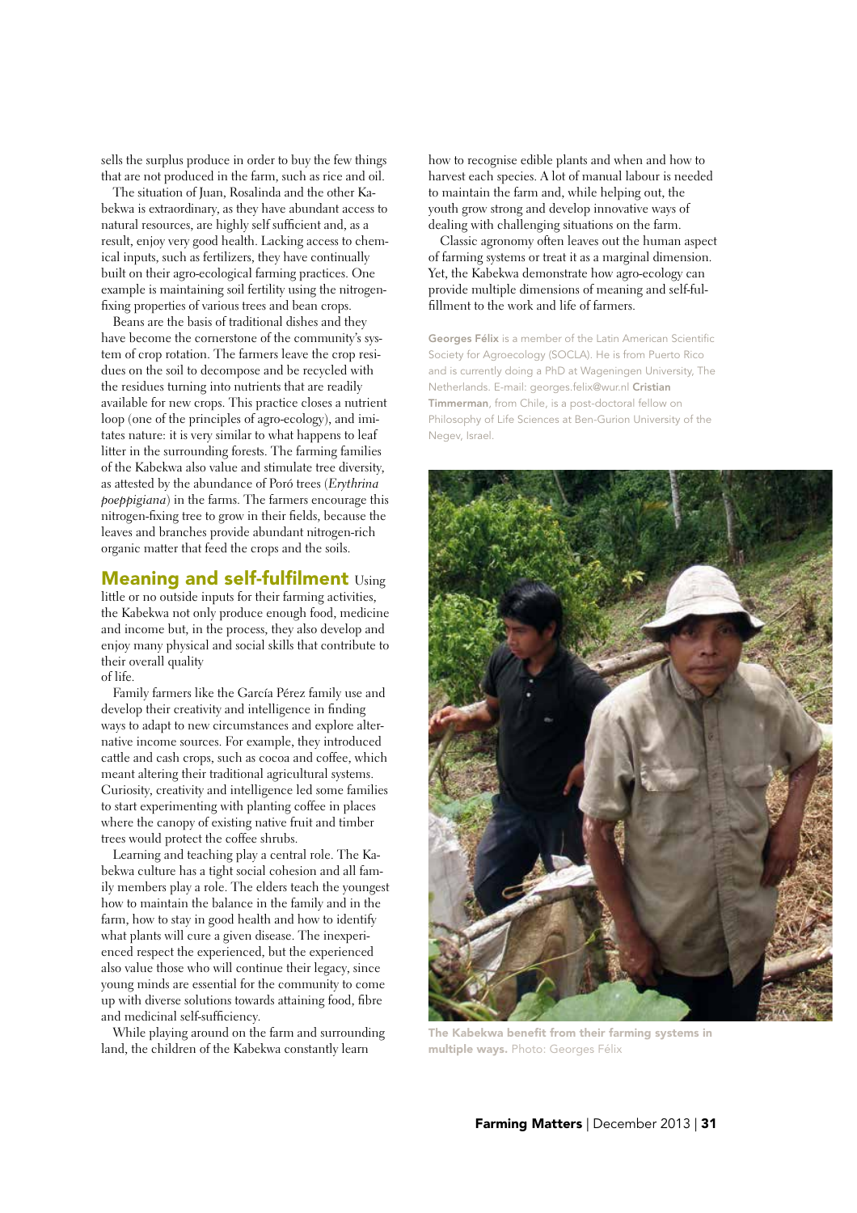sells the surplus produce in order to buy the few things that are not produced in the farm, such as rice and oil.

The situation of Juan, Rosalinda and the other Kabekwa is extraordinary, as they have abundant access to natural resources, are highly self sufficient and, as a result, enjoy very good health. Lacking access to chemical inputs, such as fertilizers, they have continually built on their agro-ecological farming practices. One example is maintaining soil fertility using the nitrogen-fixing properties of various trees and bean crops.

Beans are the basis of traditional dishes and they have become the cornerstone of the community's system of crop rotation. The farmers leave the crop residues on the soil to decompose and be recycled with the residues turning into nutrients that are readily available for new crops. This practice closes a nutrient loop (one of the principles of agro-ecology), and imitates nature: it is very similar to what happens to leaf litter in the surrounding forests. The farming families of the Kabekwa also value and stimulate tree diversity, as attested by the abundance of Poró trees (*Erythrina poeppigiana*) in the farms. The farmers encourage this nitrogen-fixing tree to grow in their fields, because the leaves and branches provide abundant nitrogen-rich organic matter that feed the crops and the soils.

## Meaning and self-fulfilment

Using little or no outside inputs for their farming activities, the Kabekwa not only produce enough food, medicine and income but, in the process, they also develop and enjoy many physical and social skills that contribute to their overall quality of life.

Family farmers like the García Pérez family use and develop their creativity and intelligence in finding ways to adapt to new circumstances and explore alternative income sources. For example, they introduced cattle and cash crops, such as cocoa and coffee, which meant altering their traditional agricultural systems. Curiosity, creativity and intelligence led some families to start experimenting with planting coffee in places where the canopy of existing native fruit and timber trees would protect the coffee shrubs.

Learning and teaching play a central role. The Kabekwa culture has a tight social cohesion and all family members play a role. The elders teach the youngest how to maintain the balance in the family and in the farm, how to stay in good health and how to identify what plants will cure a given disease. The inexperienced respect the experienced, but the experienced also value those who will continue their legacy, since young minds are essential for the community to come up with diverse solutions towards attaining food, fibre and medicinal self-sufficiency.

While playing around on the farm and surrounding land, the children of the Kabekwa constantly learn how to recognise edible plants and when and how to harvest each species. A lot of manual labour is needed to maintain the farm and, while helping out, the youth grow strong and develop innovative ways of dealing with challenging situations on the farm.

Classic agronomy often leaves out the human aspect of farming systems or treat it as a marginal dimension. Yet, the Kabekwa demonstrate how agro-ecology can provide multiple dimensions of meaning and self-fulfillment to the work and life of farmers.

**Georges Félix** is a member of the Latin American Scientific Society for Agroecology (SOCLA). He is from Puerto Rico and is currently doing a PhD at Wageningen University, The Netherlands. E-mail: georges.felix@wur.nl **Cristian Timmerman**, from Chile, is a post-doctoral fellow on Philosophy of Life Sciences at Ben-Gurion University of the Negev, Israel.

**The Kabekwa benefit from their farming systems in multiple ways.** Photo: Georges Félix